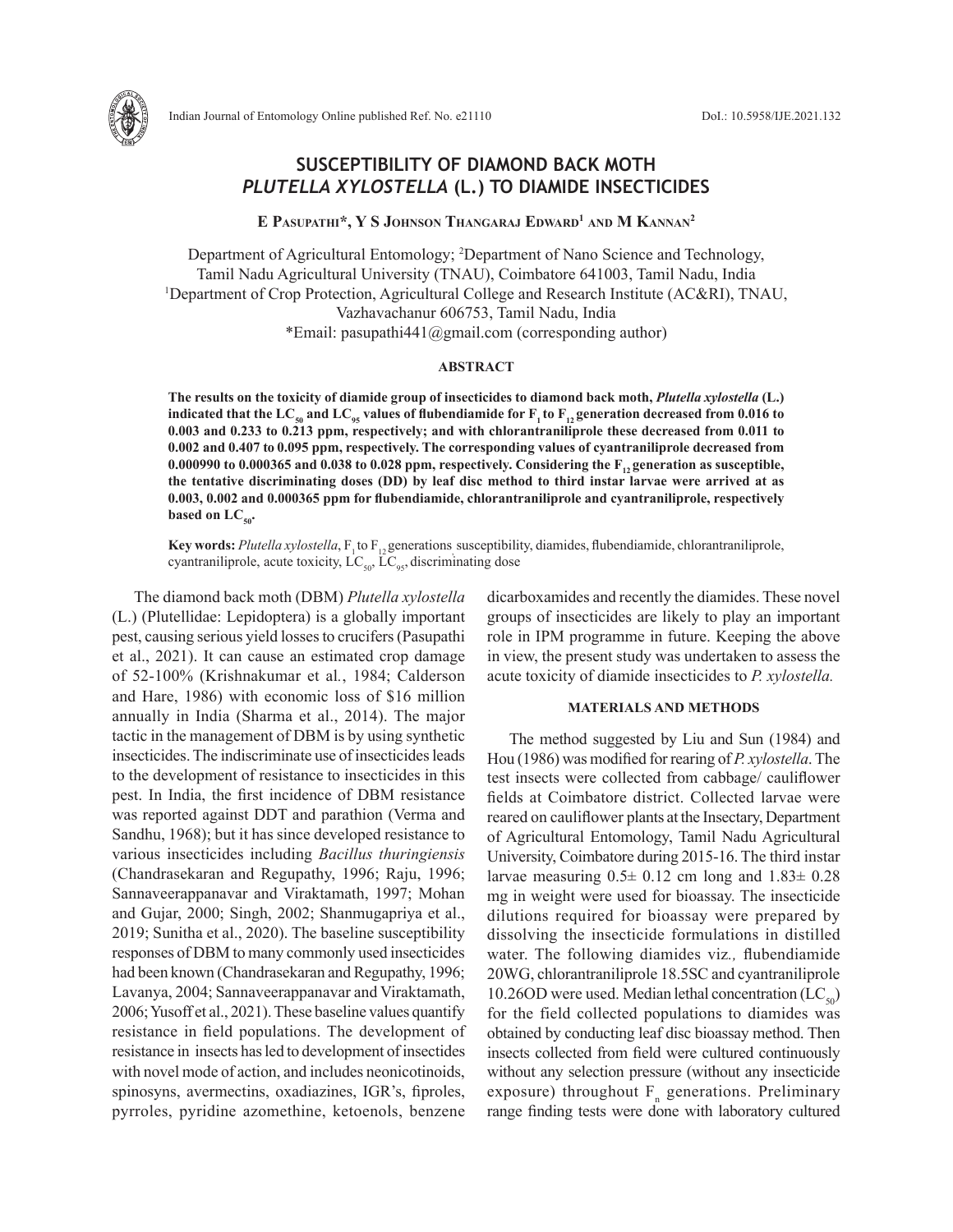# SUSCEPTIBILITY OF DIAMOND BACK MOTH *PLUTELLA XYLOSTELLA* (L.) TO DIAMIDE INSECTICIDES

**E Pasupathi*, Y S Johnson Thangaraj Edward[1] and M Kannan[2]**

Department of Agricultural Entomology; [2]Department of Nano Science and Technology, Tamil Nadu Agricultural University (TNAU), Coimbatore 641003, Tamil Nadu, India
[1]Department of Crop Protection, Agricultural College and Research Institute (AC&RI), TNAU, Vazhavachanur 606753, Tamil Nadu, India
*Email: pasupathi441@gmail.com (corresponding author)

## ABSTRACT

**The results on the toxicity of diamide group of insecticides to diamond back moth, *Plutella xylostella* (L.) indicated that the $LC_{50}$ and $LC_{95}$ values of flubendiamide for $F_1$ to $F_{12}$ generation decreased from 0.016 to 0.003 and 0.233 to 0.213 ppm, respectively; and with chlorantraniliprole these decreased from 0.011 to 0.002 and 0.407 to 0.095 ppm, respectively. The corresponding values of cyantraniliprole decreased from 0.000990 to 0.000365 and 0.038 to 0.028 ppm, respectively. Considering the $F_{12}$ generation as susceptible, the tentative discriminating doses (DD) by leaf disc method to third instar larvae were arrived at as 0.003, 0.002 and 0.000365 ppm for flubendiamide, chlorantraniliprole and cyantraniliprole, respectively based on $LC_{50}$.**

**Key words:** *Plutella xylostella*, $F_1$ to $F_{12}$ generations, susceptibility, diamides, flubendiamide, chlorantraniliprole, cyantraniliprole, acute toxicity, $LC_{50}$, $LC_{95}$, discriminating dose

The diamond back moth (DBM) *Plutella xylostella* (L.) (Plutellidae: Lepidoptera) is a globally important pest, causing serious yield losses to crucifers (Pasupathi et al., 2021). It can cause an estimated crop damage of 52-100% (Krishnakumar et al., 1984; Calderson and Hare, 1986) with economic loss of $16 million annually in India (Sharma et al., 2014). The major tactic in the management of DBM is by using synthetic insecticides. The indiscriminate use of insecticides leads to the development of resistance to insecticides in this pest. In India, the first incidence of DBM resistance was reported against DDT and parathion (Verma and Sandhu, 1968); but it has since developed resistance to various insecticides including *Bacillus thuringiensis* (Chandrasekaran and Regupathy, 1996; Raju, 1996; Sannaveerappanavar and Viraktamath, 1997; Mohan and Gujar, 2000; Singh, 2002; Shanmugapriya et al., 2019; Sunitha et al., 2020). The baseline susceptibility responses of DBM to many commonly used insecticides had been known (Chandrasekaran and Regupathy, 1996; Lavanya, 2004; Sannaveerappanavar and Viraktamath, 2006; Yusoff et al., 2021). These baseline values quantify resistance in field populations. The development of resistance in insects has led to development of insecticides with novel mode of action, and includes neonicotinoids, spinosyns, avermectins, oxadiazines, IGR's, fiproles, pyrroles, pyridine azomethine, ketoenols, benzene dicarboxamides and recently the diamides. These novel groups of insecticides are likely to play an important role in IPM programme in future. Keeping the above in view, the present study was undertaken to assess the acute toxicity of diamide insecticides to *P. xylostella.*

## MATERIALS AND METHODS

The method suggested by Liu and Sun (1984) and Hou (1986) was modified for rearing of *P. xylostella*. The test insects were collected from cabbage/ cauliflower fields at Coimbatore district. Collected larvae were reared on cauliflower plants at the Insectary, Department of Agricultural Entomology, Tamil Nadu Agricultural University, Coimbatore during 2015-16. The third instar larvae measuring 0.5± 0.12 cm long and 1.83± 0.28 mg in weight were used for bioassay. The insecticide dilutions required for bioassay were prepared by dissolving the insecticide formulations in distilled water. The following diamides viz*.,* flubendiamide 20WG, chlorantraniliprole 18.5SC and cyantraniliprole 10.26OD were used. Median lethal concentration ($LC_{50}$) for the field collected populations to diamides was obtained by conducting leaf disc bioassay method. Then insects collected from field were cultured continuously without any selection pressure (without any insecticide exposure) throughout $F_n$ generations. Preliminary range finding tests were done with laboratory cultured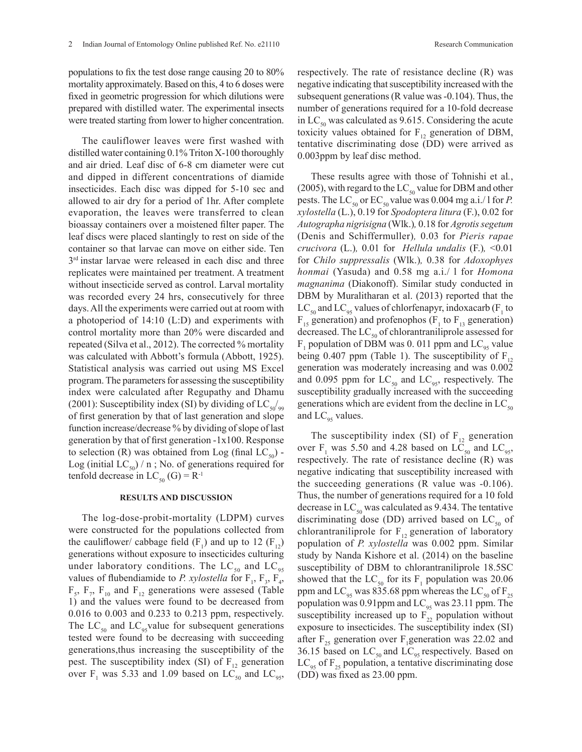populations to fix the test dose range causing 20 to 80% mortality approximately. Based on this, 4 to 6 doses were fixed in geometric progression for which dilutions were prepared with distilled water. The experimental insects were treated starting from lower to higher concentration.

The cauliflower leaves were first washed with distilled water containing 0.1% Triton X-100 thoroughly and air dried. Leaf disc of 6-8 cm diameter were cut and dipped in different concentrations of diamide insecticides. Each disc was dipped for 5-10 sec and allowed to air dry for a period of 1hr. After complete evaporation, the leaves were transferred to clean bioassay containers over a moistened filter paper. The leaf discs were placed slantingly to rest on side of the container so that larvae can move on either side. Ten 3rd instar larvae were released in each disc and three replicates were maintained per treatment. A treatment without insecticide served as control. Larval mortality was recorded every 24 hrs, consecutively for three days. All the experiments were carried out at room with a photoperiod of 14:10 (L:D) and experiments with control mortality more than 20% were discarded and repeated (Silva et al., 2012). The corrected % mortality was calculated with Abbott's formula (Abbott, 1925). Statistical analysis was carried out using MS Excel program. The parameters for assessing the susceptibility index were calculated after Regupathy and Dhamu (2001): Susceptibility index (SI) by dividing of $LC_{50}/_{99}$ of first generation by that of last generation and slope function increase/decrease % by dividing of slope of last generation by that of first generation -1x100. Response to selection (R) was obtained from Log (final $LC_{50}$) - Log (initial $LC_{50}$) / n ; No. of generations required for tenfold decrease in $LC_{50}$ (G) = $R^{-1}$

## RESULTS AND DISCUSSION

The log-dose-probit-mortality (LDPM) curves were constructed for the populations collected from the cauliflower/ cabbage field ($F_1$) and up to 12 ($F_{12}$) generations without exposure to insecticides culturing under laboratory conditions. The $LC_{50}$ and $LC_{95}$ values of flubendiamide to *P. xylostella* for $F_1$, $F_3$, $F_4$, $F_5$, $F_7$, $F_{10}$ and $F_{12}$ generations were assesed (Table 1) and the values were found to be decreased from 0.016 to 0.003 and 0.233 to 0.213 ppm, respectively. The $LC_{50}$ and $LC_{95}$value for subsequent generations tested were found to be decreasing with succeeding generations,thus increasing the susceptibility of the pest. The susceptibility index (SI) of $F_{12}$ generation over $F_1$ was 5.33 and 1.09 based on $LC_{50}$ and $LC_{95}$, respectively. The rate of resistance decline (R) was negative indicating that susceptibility increased with the subsequent generations (R value was -0.104). Thus, the number of generations required for a 10-fold decrease in $LC_{50}$ was calculated as 9.615. Considering the acute toxicity values obtained for $F_{12}$ generation of DBM, tentative discriminating dose (DD) were arrived as 0.003ppm by leaf disc method.

These results agree with those of Tohnishi et al., (2005), with regard to the $LC_{50}$ value for DBM and other pests. The $LC_{50}$ or $EC_{50}$ value was 0.004 mg a.i./ l for *P. xylostella* (L.), 0.19 for *Spodoptera litura* (F.), 0.02 for *Autographa nigrisigna* (Wlk.)*,* 0.18 for *Agrotis segetum* (Denis and Schiffermuller)*,* 0.03 for *Pieris rapae crucivora* (L.)*,* 0.01 for *Hellula undalis* (F.)*,* <0.01 for *Chilo suppressalis* (Wlk.)*,* 0.38 for *Adoxophyes honmai* (Yasuda) and 0.58 mg a.i./ l for *Homona magnanima* (Diakonoff). Similar study conducted in DBM by Muralitharan et al. (2013) reported that the $LC_{50}$ and $LC_{95}$ values of chlorfenapyr, indoxacarb ($F_1$ to $F_{15}$ generation) and profenophos ($F_1$ to $F_{13}$ generation) decreased. The $LC_{50}$ of chlorantraniliprole assessed for $F_1$ population of DBM was 0. 011 ppm and $LC_{95}$ value being 0.407 ppm (Table 1). The susceptibility of $F_{12}$ generation was moderately increasing and was 0.002 and 0.095 ppm for $LC_{50}$ and $LC_{95}$, respectively. The susceptibility gradually increased with the succeeding generations which are evident from the decline in $LC_{50}$ and $LC_{95}$ values.

The susceptibility index (SI) of $F_{12}$ generation over $F_1$ was 5.50 and 4.28 based on $LC_{50}$ and $LC_{95}$, respectively. The rate of resistance decline (R) was negative indicating that susceptibility increased with the succeeding generations (R value was -0.106). Thus, the number of generations required for a 10 fold decrease in $LC_{50}$ was calculated as 9.434. The tentative discriminating dose (DD) arrived based on $LC_{50}$ of chlorantraniliprole for $F_{12}$ generation of laboratory population of *P. xylostella* was 0.002 ppm. Similar study by Nanda Kishore et al. (2014) on the baseline susceptibility of DBM to chlorantraniliprole 18.5SC showed that the $LC_{50}$ for its $F_1$ population was 20.06 ppm and $LC_{95}$ was 835.68 ppm whereas the $LC_{50}$ of $F_{25}$ population was 0.91ppm and $LC_{95}$ was 23.11 ppm. The susceptibility increased up to $F_{22}$ population without exposure to insecticides. The susceptibility index (SI) after $F_{25}$ generation over $F_1$generation was 22.02 and 36.15 based on $LC_{50}$ and $LC_{95}$ respectively. Based on $LC_{95}$ of $F_{25}$ population, a tentative discriminating dose (DD) was fixed as 23.00 ppm.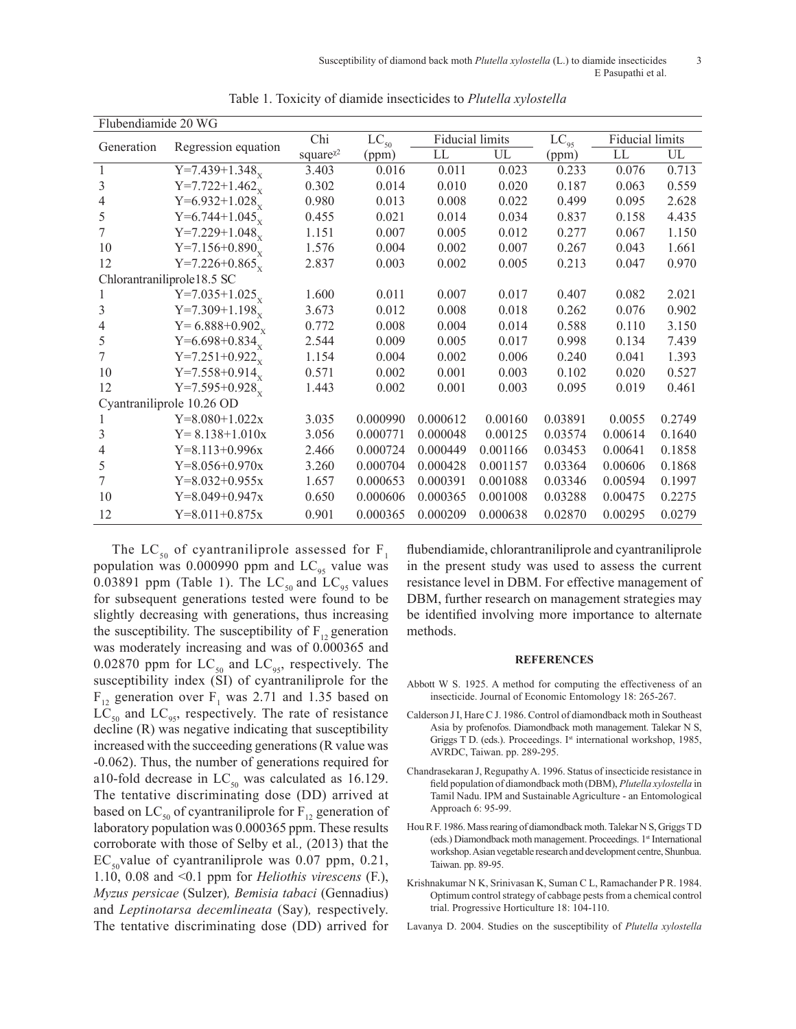Table 1. Toxicity of diamide insecticides to *Plutella xylostella*

| Generation | Regression equation | Chi square$\chi^2$ | $LC_{50}$ (ppm) | Fiducial limits | | $LC_{95}$ (ppm) | Fiducial limits | |
|---|---|---|---|---|---|---|---|---|
| | | | | LL | UL | | LL | UL |
| Flubendiamide 20 WG | | | | | | | | |
| 1 | $Y=7.439+1.348_x$ | 3.403 | 0.016 | 0.011 | 0.023 | 0.233 | 0.076 | 0.713 |
| 3 | $Y=7.722+1.462_x$ | 0.302 | 0.014 | 0.010 | 0.020 | 0.187 | 0.063 | 0.559 |
| 4 | $Y=6.932+1.028_x$ | 0.980 | 0.013 | 0.008 | 0.022 | 0.499 | 0.095 | 2.628 |
| 5 | $Y=6.744+1.045_x$ | 0.455 | 0.021 | 0.014 | 0.034 | 0.837 | 0.158 | 4.435 |
| 7 | $Y=7.229+1.048_x$ | 1.151 | 0.007 | 0.005 | 0.012 | 0.277 | 0.067 | 1.150 |
| 10 | $Y=7.156+0.890_x$ | 1.576 | 0.004 | 0.002 | 0.007 | 0.267 | 0.043 | 1.661 |
| 12 | $Y=7.226+0.865_x$ | 2.837 | 0.003 | 0.002 | 0.005 | 0.213 | 0.047 | 0.970 |
| Chlorantraniliprole18.5 SC | | | | | | | | |
| 1 | $Y=7.035+1.025_x$ | 1.600 | 0.011 | 0.007 | 0.017 | 0.407 | 0.082 | 2.021 |
| 3 | $Y=7.309+1.198_x$ | 3.673 | 0.012 | 0.008 | 0.018 | 0.262 | 0.076 | 0.902 |
| 4 | $Y= 6.888+0.902_x$ | 0.772 | 0.008 | 0.004 | 0.014 | 0.588 | 0.110 | 3.150 |
| 5 | $Y=6.698+0.834_x$ | 2.544 | 0.009 | 0.005 | 0.017 | 0.998 | 0.134 | 7.439 |
| 7 | $Y=7.251+0.922_x$ | 1.154 | 0.004 | 0.002 | 0.006 | 0.240 | 0.041 | 1.393 |
| 10 | $Y=7.558+0.914_x$ | 0.571 | 0.002 | 0.001 | 0.003 | 0.102 | 0.020 | 0.527 |
| 12 | $Y=7.595+0.928_x$ | 1.443 | 0.002 | 0.001 | 0.003 | 0.095 | 0.019 | 0.461 |
| Cyantraniliprole 10.26 OD | | | | | | | | |
| 1 | Y=8.080+1.022x | 3.035 | 0.000990 | 0.000612 | 0.00160 | 0.03891 | 0.0055 | 0.2749 |
| 3 | Y= 8.138+1.010x | 3.056 | 0.000771 | 0.000048 | 0.00125 | 0.03574 | 0.00614 | 0.1640 |
| 4 | Y=8.113+0.996x | 2.466 | 0.000724 | 0.000449 | 0.001166 | 0.03453 | 0.00641 | 0.1858 |
| 5 | Y=8.056+0.970x | 3.260 | 0.000704 | 0.000428 | 0.001157 | 0.03364 | 0.00606 | 0.1868 |
| 7 | Y=8.032+0.955x | 1.657 | 0.000653 | 0.000391 | 0.001088 | 0.03346 | 0.00594 | 0.1997 |
| 10 | Y=8.049+0.947x | 0.650 | 0.000606 | 0.000365 | 0.001008 | 0.03288 | 0.00475 | 0.2275 |
| 12 | Y=8.011+0.875x | 0.901 | 0.000365 | 0.000209 | 0.000638 | 0.02870 | 0.00295 | 0.0279 |

The $LC_{50}$ of cyantraniliprole assessed for $F_1$ population was 0.000990 ppm and $LC_{95}$ value was 0.03891 ppm (Table 1). The $LC_{50}$ and $LC_{95}$ values for subsequent generations tested were found to be slightly decreasing with generations, thus increasing the susceptibility. The susceptibility of $F_{12}$ generation was moderately increasing and was of 0.000365 and 0.02870 ppm for $LC_{50}$ and $LC_{95}$, respectively. The susceptibility index (SI) of cyantraniliprole for the $F_{12}$ generation over $F_1$ was 2.71 and 1.35 based on $LC_{50}$ and $LC_{95}$, respectively. The rate of resistance decline (R) was negative indicating that susceptibility increased with the succeeding generations (R value was -0.062). Thus, the number of generations required for a10-fold decrease in $LC_{50}$ was calculated as 16.129. The tentative discriminating dose (DD) arrived at based on $LC_{50}$ of cyantraniliprole for $F_{12}$ generation of laboratory population was 0.000365 ppm. These results corroborate with those of Selby et al*.,* (2013) that the $EC_{50}$value of cyantraniliprole was 0.07 ppm, 0.21, 1.10, 0.08 and <0.1 ppm for *Heliothis virescens* (F.), *Myzus persicae* (Sulzer)*, Bemisia tabaci* (Gennadius) and *Leptinotarsa decemlineata* (Say)*,* respectively. The tentative discriminating dose (DD) arrived for flubendiamide, chlorantraniliprole and cyantraniliprole in the present study was used to assess the current resistance level in DBM. For effective management of DBM, further research on management strategies may be identified involving more importance to alternate methods.

## REFERENCES

Abbott W S. 1925. A method for computing the effectiveness of an insecticide. Journal of Economic Entomology 18: 265-267.

Calderson J I, Hare C J. 1986. Control of diamondback moth in Southeast Asia by profenofos. Diamondback moth management. Talekar N S, Griggs T D. (eds.). Proceedings. I[st] international workshop, 1985, AVRDC, Taiwan. pp. 289-295.

Chandrasekaran J, Regupathy A. 1996. Status of insecticide resistance in field population of diamondback moth (DBM), *Plutella xylostella* in Tamil Nadu. IPM and Sustainable Agriculture - an Entomological Approach 6: 95-99.

Hou R F. 1986. Mass rearing of diamondback moth. Talekar N S, Griggs T D (eds.) Diamondback moth management. Proceedings. 1[st] International workshop. Asian vegetable research and development centre, Shunbua. Taiwan. pp. 89-95.

Krishnakumar N K, Srinivasan K, Suman C L, Ramachander P R. 1984. Optimum control strategy of cabbage pests from a chemical control trial. Progressive Horticulture 18: 104-110.

Lavanya D. 2004. Studies on the susceptibility of *Plutella xylostella*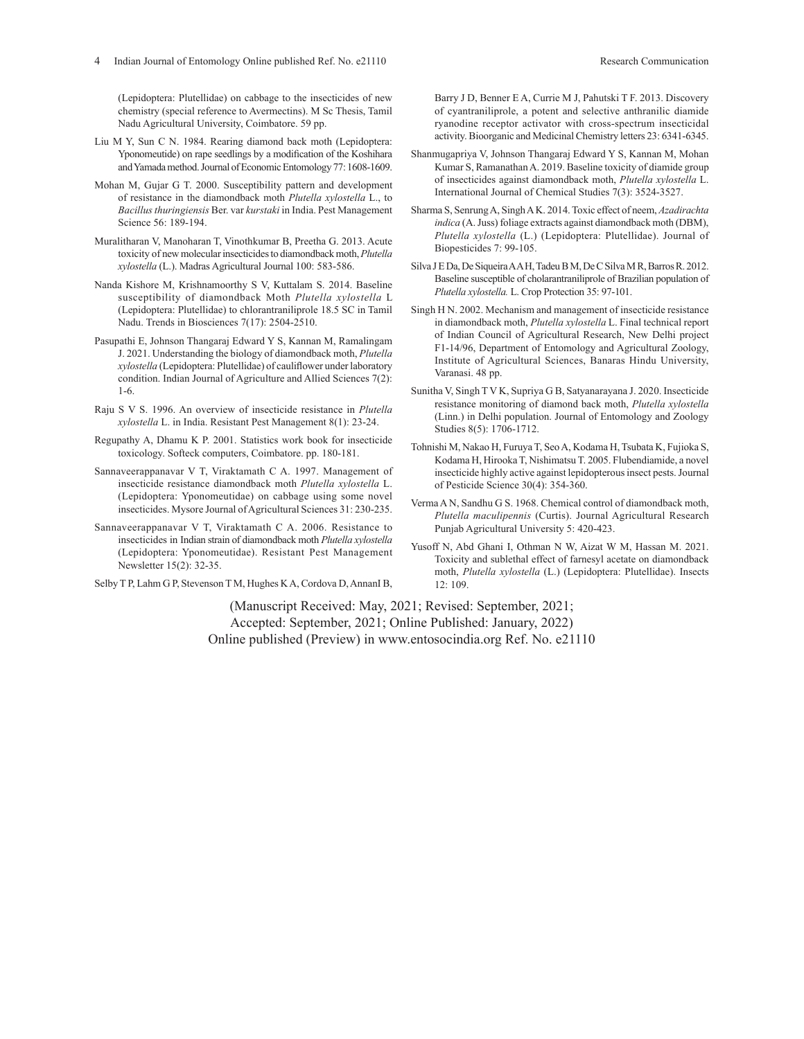(Lepidoptera: Plutellidae) on cabbage to the insecticides of new chemistry (special reference to Avermectins). M Sc Thesis, Tamil Nadu Agricultural University, Coimbatore. 59 pp.

Liu M Y, Sun C N. 1984. Rearing diamond back moth (Lepidoptera: Yponomeutide) on rape seedlings by a modification of the Koshihara and Yamada method. Journal of Economic Entomology 77: 1608-1609.

Mohan M, Gujar G T. 2000. Susceptibility pattern and development of resistance in the diamondback moth *Plutella xylostella* L., to *Bacillus thuringiensis* Ber. var *kurstaki* in India. Pest Management Science 56: 189-194.

Muralitharan V, Manoharan T, Vinothkumar B, Preetha G. 2013. Acute toxicity of new molecular insecticides to diamondback moth, *Plutella xylostella* (L.). Madras Agricultural Journal 100: 583-586.

Nanda Kishore M, Krishnamoorthy S V, Kuttalam S. 2014. Baseline susceptibility of diamondback Moth *Plutella xylostella* L (Lepidoptera: Plutellidae) to chlorantraniliprole 18.5 SC in Tamil Nadu. Trends in Biosciences 7(17): 2504-2510.

Pasupathi E, Johnson Thangaraj Edward Y S, Kannan M, Ramalingam J. 2021. Understanding the biology of diamondback moth, *Plutella xylostella* (Lepidoptera: Plutellidae) of cauliflower under laboratory condition. Indian Journal of Agriculture and Allied Sciences 7(2): 1-6.

Raju S V S. 1996. An overview of insecticide resistance in *Plutella xylostella* L. in India. Resistant Pest Management 8(1): 23-24.

Regupathy A, Dhamu K P. 2001. Statistics work book for insecticide toxicology. Softeck computers, Coimbatore. pp. 180-181.

Sannaveerappanavar V T, Viraktamath C A. 1997. Management of insecticide resistance diamondback moth *Plutella xylostella* L. (Lepidoptera: Yponomeutidae) on cabbage using some novel insecticides. Mysore Journal of Agricultural Sciences 31: 230-235.

Sannaveerappanavar V T, Viraktamath C A. 2006. Resistance to insecticides in Indian strain of diamondback moth *Plutella xylostella* (Lepidoptera: Yponomeutidae). Resistant Pest Management Newsletter 15(2): 32-35.

Selby T P, Lahm G P, Stevenson T M, Hughes K A, Cordova D, AnnanI B, Barry J D, Benner E A, Currie M J, Pahutski T F. 2013. Discovery of cyantraniliprole, a potent and selective anthranilic diamide ryanodine receptor activator with cross-spectrum insecticidal activity. Bioorganic and Medicinal Chemistry letters 23: 6341-6345.

Shanmugapriya V, Johnson Thangaraj Edward Y S, Kannan M, Mohan Kumar S, Ramanathan A. 2019. Baseline toxicity of diamide group of insecticides against diamondback moth, *Plutella xylostella* L. International Journal of Chemical Studies 7(3): 3524-3527.

Sharma S, Senrung A, Singh A K. 2014. Toxic effect of neem, *Azadirachta indica* (A. Juss) foliage extracts against diamondback moth (DBM), *Plutella xylostella* (L.) (Lepidoptera: Plutellidae). Journal of Biopesticides 7: 99-105.

Silva J E Da, De Siqueira A A H, Tadeu B M, De C Silva M R, Barros R. 2012. Baseline susceptible of cholarantraniliprole of Brazilian population of *Plutella xylostella.* L. Crop Protection 35: 97-101.

Singh H N. 2002. Mechanism and management of insecticide resistance in diamondback moth, *Plutella xylostella* L. Final technical report of Indian Council of Agricultural Research, New Delhi project F1-14/96, Department of Entomology and Agricultural Zoology, Institute of Agricultural Sciences, Banaras Hindu University, Varanasi. 48 pp.

Sunitha V, Singh T V K, Supriya G B, Satyanarayana J. 2020. Insecticide resistance monitoring of diamond back moth, *Plutella xylostella* (Linn.) in Delhi population. Journal of Entomology and Zoology Studies 8(5): 1706-1712.

Tohnishi M, Nakao H, Furuya T, Seo A, Kodama H, Tsubata K, Fujioka S, Kodama H, Hirooka T, Nishimatsu T. 2005. Flubendiamide, a novel insecticide highly active against lepidopterous insect pests. Journal of Pesticide Science 30(4): 354-360.

Verma A N, Sandhu G S. 1968. Chemical control of diamondback moth, *Plutella maculipennis* (Curtis). Journal Agricultural Research Punjab Agricultural University 5: 420-423.

Yusoff N, Abd Ghani I, Othman N W, Aizat W M, Hassan M. 2021. Toxicity and sublethal effect of farnesyl acetate on diamondback moth, *Plutella xylostella* (L.) (Lepidoptera: Plutellidae). Insects 12: 109.

(Manuscript Received: May, 2021; Revised: September, 2021; Accepted: September, 2021; Online Published: January, 2022)
Online published (Preview) in www.entosocindia.org Ref. No. e21110